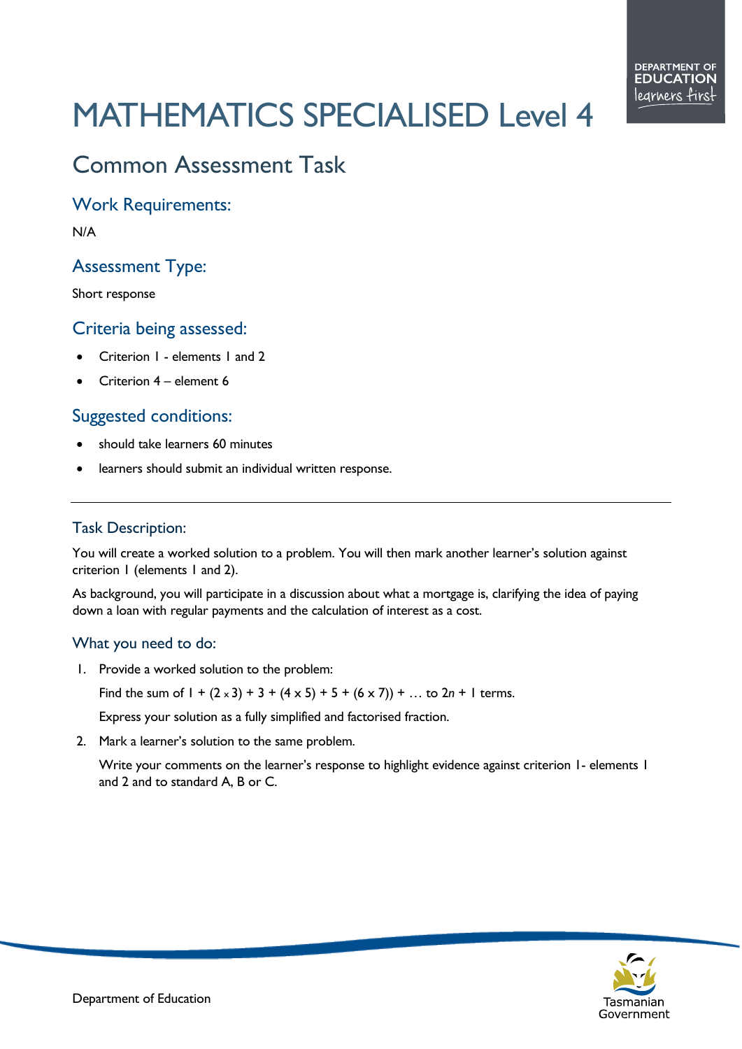# MATHEMATICS SPECIALISED Level 4

## Common Assessment Task

### Work Requirements:

N/A

### Assessment Type:

Short response

### Criteria being assessed:

- Criterion 1 - elements 1 and 2
- Criterion 4 – element 6

### Suggested conditions:

- should take learners 60 minutes
- learners should submit an individual written response.

---

### Task Description:

You will create a worked solution to a problem. You will then mark another learner's solution against criterion 1 (elements 1 and 2).

As background, you will participate in a discussion about what a mortgage is, clarifying the idea of paying down a loan with regular payments and the calculation of interest as a cost.

### What you need to do:

1. Provide a worked solution to the problem:

   Find the sum of $1 + (2 \times 3) + 3 + (4 \times 5) + 5 + (6 \times 7)) + \ldots$ to $2n + 1$ terms.

   Express your solution as a fully simplified and factorised fraction.

2. Mark a learner's solution to the same problem.

   Write your comments on the learner's response to highlight evidence against criterion 1- elements 1 and 2 and to standard A, B or C.

Department of Education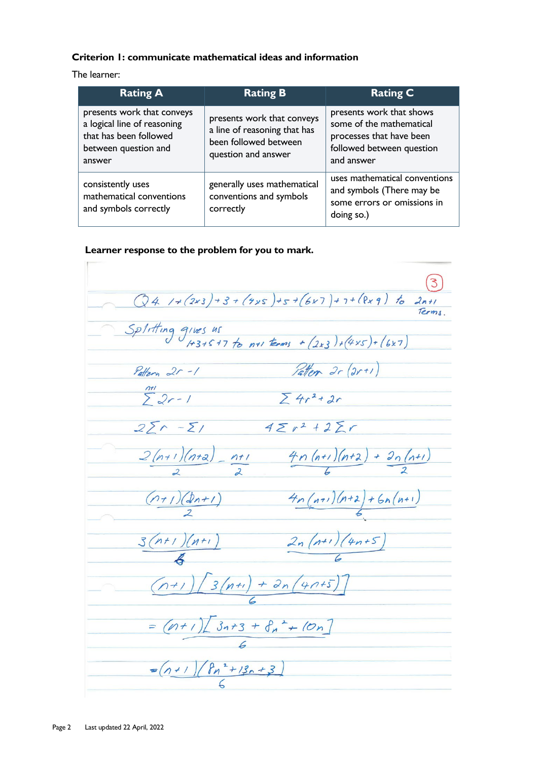**Criterion I: communicate mathematical ideas and information**

The learner:

| Rating A | Rating B | Rating C |
|---|---|---|
| presents work that conveys a logical line of reasoning that has been followed between question and answer | presents work that conveys a line of reasoning that has been followed between question and answer | presents work that shows some of the mathematical processes that have been followed between question and answer |
| consistently uses mathematical conventions and symbols correctly | generally uses mathematical conventions and symbols correctly | uses mathematical conventions and symbols (There may be some errors or omissions in doing so.) |

**Learner response to the problem for you to mark.**

(3)

Q4 $1+(2\times3)+3+(4\times5)+5+(6\times7)+7+(8\times9)$ to $2n+1$ Terms.

Splitting gives us

$1+3+5+7$ to $n+1$ terms $+ (2\times3)+(4\times5)+(6\times7)$

Pattern $2r-1$ &nbsp;&nbsp;&nbsp;&nbsp;&nbsp;&nbsp;&nbsp;&nbsp; Pattern $2r(2r+1)$

$\sum^{n+1} 2r-1$ &nbsp;&nbsp;&nbsp;&nbsp;&nbsp;&nbsp;&nbsp;&nbsp; $\sum 4r^2+2r$

$2\sum r - \sum 1$ &nbsp;&nbsp;&nbsp;&nbsp;&nbsp;&nbsp;&nbsp;&nbsp; $4\sum r^2 + 2\sum r$

$\dfrac{2(n+1)(n+2)}{2} - \dfrac{n+1}{2}$ &nbsp;&nbsp;&nbsp;&nbsp;&nbsp;&nbsp;&nbsp;&nbsp; $\dfrac{4n(n+1)(n+2)}{6} + \dfrac{2n(n+1)}{2}$

$\dfrac{(n+1)(2n+1)}{2}$ &nbsp;&nbsp;&nbsp;&nbsp;&nbsp;&nbsp;&nbsp;&nbsp; $\dfrac{4n(n+1)(n+2)+6n(n+1)}{6}$

$\dfrac{3(n+1)(n+1)}{6}$ &nbsp;&nbsp;&nbsp;&nbsp;&nbsp;&nbsp;&nbsp;&nbsp; $\dfrac{2n(n+1)(4n+5)}{6}$

$$\frac{(n+1)[3(n+1)+2n(4n+5)]}{6}$$

$$=\frac{(n+1)[3n+3+8n^2+10n]}{6}$$

$$=\frac{(n+1)(8n^2+13n+3)}{6}$$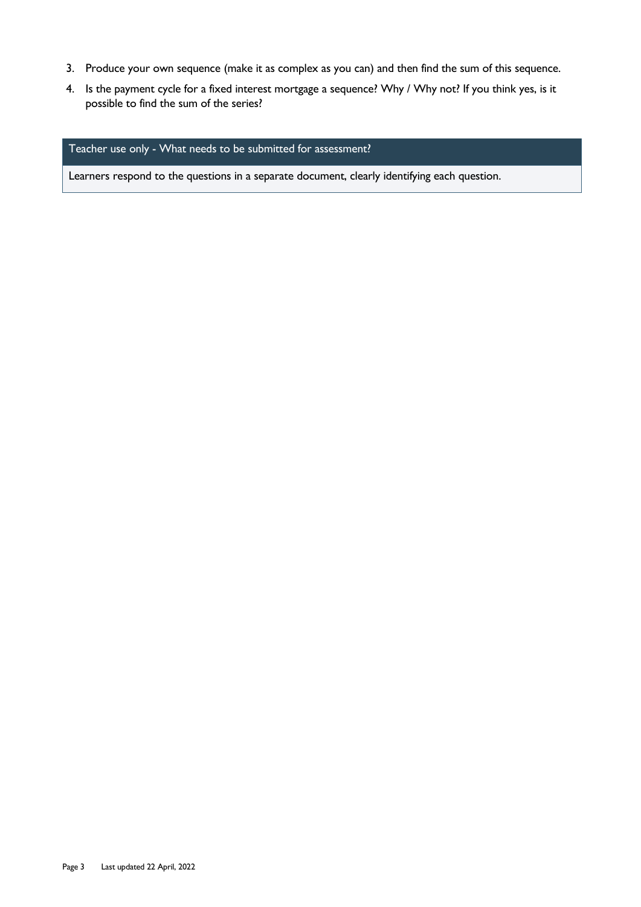3. Produce your own sequence (make it as complex as you can) and then find the sum of this sequence.
4. Is the payment cycle for a fixed interest mortgage a sequence? Why / Why not? If you think yes, is it possible to find the sum of the series?

| Teacher use only - What needs to be submitted for assessment? |
| --- |
| Learners respond to the questions in a separate document, clearly identifying each question. |